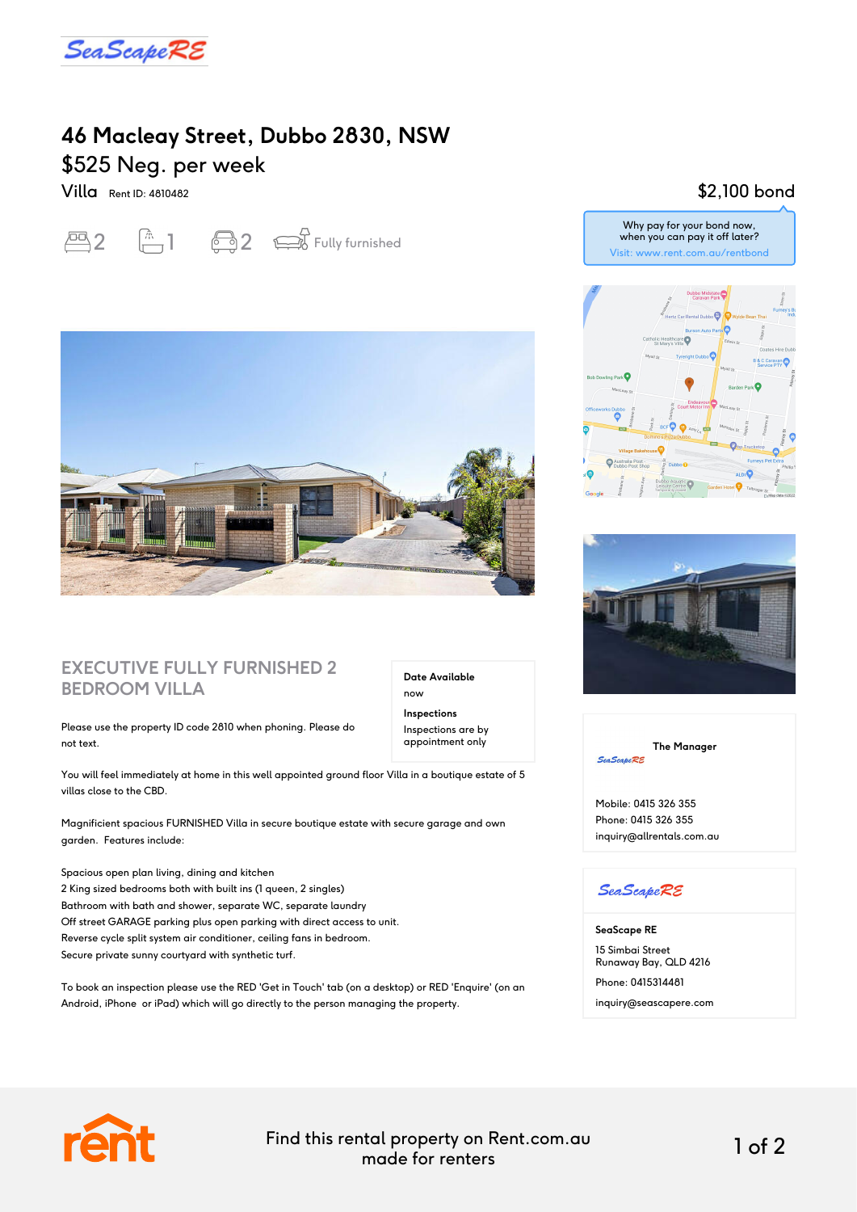SeaScapeRE

# 46 Macleay Street, Dubbo 2830, NSW

## $525 Neg. per week

Villa Rent ID: 4810482

$2,100 bond

Why pay for your bond now, when you can pay it off later?
Visit: www.rent.com.au/rentbond

2 bedrooms · 1 bathroom · 2 parking · Fully furnished

## EXECUTIVE FULLY FURNISHED 2 BEDROOM VILLA

**Date Available**
now

**Inspections**
Inspections are by appointment only

Please use the property ID code 2810 when phoning. Please do not text.

You will feel immediately at home in this well appointed ground floor Villa in a boutique estate of 5 villas close to the CBD.

Magnificient spacious FURNISHED Villa in secure boutique estate with secure garage and own garden. Features include:

Spacious open plan living, dining and kitchen
2 King sized bedrooms both with built ins (1 queen, 2 singles)
Bathroom with bath and shower, separate WC, separate laundry
Off street GARAGE parking plus open parking with direct access to unit.
Reverse cycle split system air conditioner, ceiling fans in bedroom.
Secure private sunny courtyard with synthetic turf.

To book an inspection please use the RED 'Get in Touch' tab (on a desktop) or RED 'Enquire' (on an Android, iPhone or iPad) which will go directly to the person managing the property.

**The Manager**
SeaScapeRE

Mobile: 0415 326 355
Phone: 0415 326 355
inquiry@allrentals.com.au

SeaScapeRE

**SeaScape RE**

15 Simbai Street
Runaway Bay, QLD 4216

Phone: 0415314481

inquiry@seascapere.com

Find this rental property on Rent.com.au
made for renters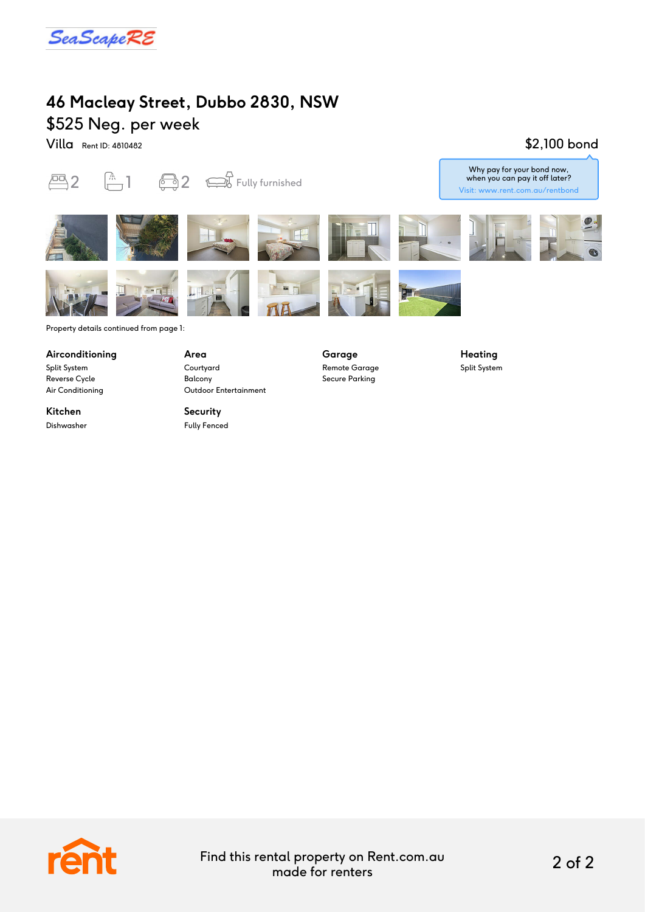# 46 Macleay Street, Dubbo 2830, NSW

## $525 Neg. per week

Villa Rent ID: 4810482

$2,100 bond

Why pay for your bond now, when you can pay it off later?
Visit: www.rent.com.au/rentbond

2 1 2 Fully furnished

Property details continued from page 1:

**Airconditioning**
Split System
Reverse Cycle
Air Conditioning

**Area**
Courtyard
Balcony
Outdoor Entertainment

**Garage**
Remote Garage
Secure Parking

**Heating**
Split System

**Kitchen**
Dishwasher

**Security**
Fully Fenced

Find this rental property on Rent.com.au made for renters